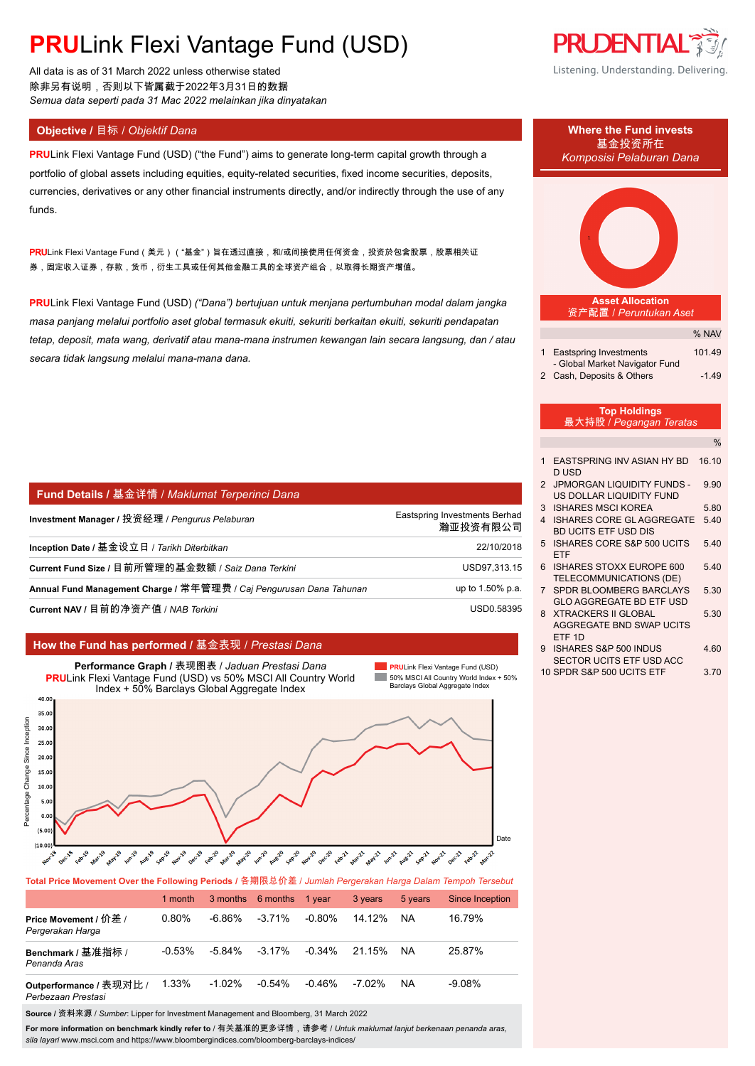# **PRU**Link Flexi Vantage Fund (USD)

All data is as of 31 March 2022 unless otherwise stated
除非另有说明，否则以下皆属截于2022年3月31日的数据
*Semua data seperti pada 31 Mac 2022 melainkan jika dinyatakan*

**PRUDENTIAL**
Listening. Understanding. Delivering.

## Objective / 目标 / *Objektif Dana*

**PRU**Link Flexi Vantage Fund (USD) ("the Fund") aims to generate long-term capital growth through a portfolio of global assets including equities, equity-related securities, fixed income securities, deposits, currencies, derivatives or any other financial instruments directly, and/or indirectly through the use of any funds.

**PRU**Link Flexi Vantage Fund（美元）（"基金"）旨在透过直接，和/或间接使用任何资金，投资於包含股票，股票相关证券，固定收入证券，存款，货币，衍生工具或任何其他金融工具的全球资产组合，以取得长期资产增值。

**PRU**Link Flexi Vantage Fund (USD) *("Dana") bertujuan untuk menjana pertumbuhan modal dalam jangka masa panjang melalui portfolio aset global termasuk ekuiti, sekuriti berkaitan ekuiti, sekuriti pendapatan tetap, deposit, mata wang, derivatif atau mana-mana instrumen kewangan lain secara langsung, dan / atau secara tidak langsung melalui mana-mana dana.*

## Where the Fund invests / 基金投资所在 / *Komposisi Pelaburan Dana*

### Asset Allocation / 资产配置 / *Peruntukan Aset*

| | | % NAV |
|---|---|---|
| 1 | Eastspring Investments - Global Market Navigator Fund | 101.49 |
| 2 | Cash, Deposits & Others | -1.49 |

### Top Holdings / 最大持股 / *Pegangan Teratas*

| | | % |
|---|---|---|
| 1 | EASTSPRING INV ASIAN HY BD D USD | 16.10 |
| 2 | JPMORGAN LIQUIDITY FUNDS - US DOLLAR LIQUIDITY FUND | 9.90 |
| 3 | ISHARES MSCI KOREA | 5.80 |
| 4 | ISHARES CORE GL AGGREGATE BD UCITS ETF USD DIS | 5.40 |
| 5 | ISHARES CORE S&P 500 UCITS ETF | 5.40 |
| 6 | ISHARES STOXX EUROPE 600 TELECOMMUNICATIONS (DE) | 5.40 |
| 7 | SPDR BLOOMBERG BARCLAYS GLO AGGREGATE BD ETF USD | 5.30 |
| 8 | XTRACKERS II GLOBAL AGGREGATE BND SWAP UCITS ETF 1D | 5.30 |
| 9 | ISHARES S&P 500 INDUS SECTOR UCITS ETF USD ACC | 4.60 |
| 10 | SPDR S&P 500 UCITS ETF | 3.70 |

## Fund Details / 基金详情 / *Maklumat Terperinci Dana*

| | |
|---|---|
| **Investment Manager** / 投资经理 / *Pengurus Pelaburan* | Eastspring Investments Berhad 瀚亚投资有限公司 |
| **Inception Date** / 基金设立日 / *Tarikh Diterbitkan* | 22/10/2018 |
| **Current Fund Size** / 目前所管理的基金数额 / *Saiz Dana Terkini* | USD97,313.15 |
| **Annual Fund Management Charge** / 常年管理费 / *Caj Pengurusan Dana Tahunan* | up to 1.50% p.a. |
| **Current NAV** / 目前的净资产值 / *NAB Terkini* | USD0.58395 |

## How the Fund has performed / 基金表现 / *Prestasi Dana*

**Performance Graph** / 表现图表 / *Jaduan Prestasi Dana*
**PRU**Link Flexi Vantage Fund (USD) vs 50% MSCI All Country World Index + 50% Barclays Global Aggregate Index

**Total Price Movement Over the Following Periods** / 各期限总价差 / *Jumlah Pergerakan Harga Dalam Tempoh Tersebut*

| | 1 month | 3 months | 6 months | 1 year | 3 years | 5 years | Since Inception |
|---|---|---|---|---|---|---|---|
| **Price Movement** / 价差 / *Pergerakan Harga* | 0.80% | -6.86% | -3.71% | -0.80% | 14.12% | NA | 16.79% |
| **Benchmark** / 基准指标 / *Penanda Aras* | -0.53% | -5.84% | -3.17% | -0.34% | 21.15% | NA | 25.87% |
| **Outperformance** / 表现对比 / *Perbezaan Prestasi* | 1.33% | -1.02% | -0.54% | -0.46% | -7.02% | NA | -9.08% |

**Source** / 资料来源 / *Sumber*: Lipper for Investment Management and Bloomberg, 31 March 2022

**For more information on benchmark kindly refer to** / 有关基准的更多详情，请参考 / *Untuk maklumat lanjut berkenaan penanda aras, sila layari* www.msci.com and https://www.bloombergindices.com/bloomberg-barclays-indices/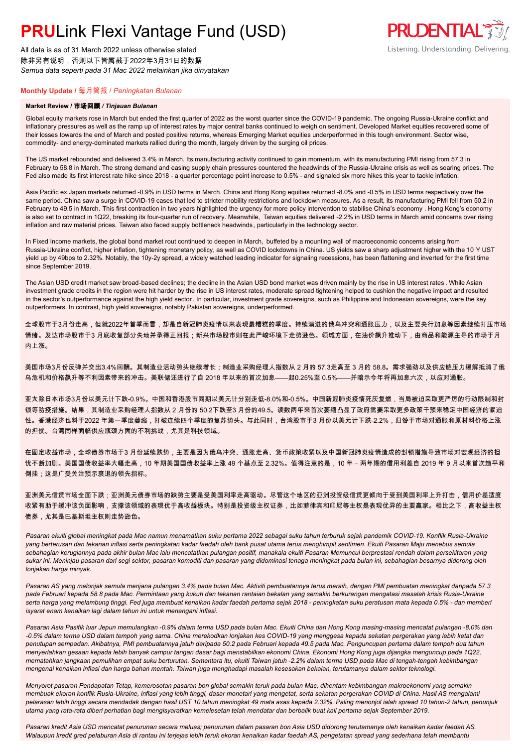# **PRU**Link Flexi Vantage Fund (USD)

All data is as of 31 March 2022 unless otherwise stated
除非另有说明，否则以下皆属截于2022年3月31日的数据
*Semua data seperti pada 31 Mac 2022 melainkan jika dinyatakan*

**Monthly Update / 每月简报 / *Peningkatan Bulanan***

**Market Review / 市场回顾 / *Tinjauan Bulanan***

Global equity markets rose in March but ended the first quarter of 2022 as the worst quarter since the COVID-19 pandemic. The ongoing Russia-Ukraine conflict and inflationary pressures as well as the ramp up of interest rates by major central banks continued to weigh on sentiment. Developed Market equities recovered some of their losses towards the end of March and posted positive returns, whereas Emerging Market equities underperformed in this tough environment. Sector wise, commodity- and energy-dominated markets rallied during the month, largely driven by the surging oil prices.

The US market rebounded and delivered 3.4% in March. Its manufacturing activity continued to gain momentum, with its manufacturing PMI rising from 57.3 in February to 58.8 in March. The strong demand and easing supply chain pressures countered the headwinds of the Russia-Ukraine crisis as well as soaring prices. The Fed also made its first interest rate hike since 2018 - a quarter percentage point increase to 0.5% - and signaled six more hikes this year to tackle inflation.

Asia Pacific ex Japan markets returned -0.9% in USD terms in March. China and Hong Kong equities returned -8.0% and -0.5% in USD terms respectively over the same period. China saw a surge in COVID-19 cases that led to stricter mobility restrictions and lockdown measures. As a result, its manufacturing PMI fell from 50.2 in February to 49.5 in March. This first contraction in two years highlighted the urgency for more policy intervention to stabilise China's economy . Hong Kong's economy is also set to contract in 1Q22, breaking its four-quarter run of recovery. Meanwhile, Taiwan equities delivered -2.2% in USD terms in March amid concerns over rising inflation and raw material prices. Taiwan also faced supply bottleneck headwinds, particularly in the technology sector.

In Fixed Income markets, the global bond market rout continued to deepen in March, buffeted by a mounting wall of macroeconomic concerns arising from Russia-Ukraine conflict, higher inflation, tightening monetary policy, as well as COVID lockdowns in China. US yields saw a sharp adjustment higher with the 10 Y UST yield up by 49bps to 2.32%. Notably, the 10y-2y spread, a widely watched leading indicator for signaling recessions, has been flattening and inverted for the first time since September 2019.

The Asian USD credit market saw broad-based declines; the decline in the Asian USD bond market was driven mainly by the rise in US interest rates . While Asian investment grade credits in the region were hit harder by the rise in US interest rates, moderate spread tightening helped to cushion the negative impact and resulted in the sector's outperformance against the high yield sector . In particular, investment grade sovereigns, such as Philippine and Indonesian sovereigns, were the key outperformers. In contrast, high yield sovereigns, notably Pakistan sovereigns, underperformed.

全球股市于3月份走高，但就2022年首季而言，却是自新冠肺炎疫情以来表现最糟糕的季度。持续演进的俄乌冲突和通胀压力，以及主要央行加息等因素继续打压市场情绪。发达市场股市于3 月底收复部分失地并录得正回报；新兴市场股市则在此严峻环境下走势逊色。领域方面，在油价飙升推动下，由商品和能源主导的市场于月内上涨。

美国市场3月份反弹并交出3.4%回酬。其制造业活动势头继续增长；制造业采购经理人指数从 2 月的 57.3走高至 3 月的 58.8。需求强劲以及供应链压力缓解抵消了俄乌危机和价格飙升等不利因素带来的冲击。美联储还进行了自 2018 年以来的首次加息——起0.25%至 0.5%——并暗示今年将再加息六次，以应对通胀。

亚太除日本市场3月份以美元计下跌-0.9%。中国和香港股市同期以美元计分别走低-8.0%和-0.5%。中国新冠肺炎疫情死灰复燃，当局被迫采取更严厉的行动限制和封锁等防疫措施。结果，其制造业采购经理人指数从 2 月份的 50.2下跌至3 月份的49.5。该数两年来首次萎缩凸显了政府需要采取更多政策干预来稳定中国经济的紧迫性。香港经济也料于2022 年第一季度萎缩，打破连续四个季度的复苏势头。与此同时，台湾股市于3 月份以美元计下跌-2.2%，归咎于市场对通胀和原材料价格上涨的担忧。台湾同样面临供应瓶颈方面的不利挑战，尤其是科技领域。

在固定收益市场，全球债券市场于3 月份延续跌势，主要是因为俄乌冲突、通胀走高、货币政策收紧以及中国新冠肺炎疫情造成的封锁措施导致市场对宏观经济的担忧不断加剧。美国国债收益率大幅走高，10 年期美国国债收益率上涨 49 个基点至 2.32%。值得注意的是，10 年 – 两年期的信用利差自 2019 年 9 月以来首次趋平和倒挂；这是广受关注预示衰退的领先指标。

亚洲美元信贷市场全面下跌；亚洲美元债券市场的跌势主要是受美国利率走高驱动。尽管这个地区的亚洲投资级信贷更倾向于受到美国利率上升打击，信用价差适度收紧有助于缓冲该负面影响，支撑该领域的表现优于高收益板块。特别是投资级主权证券，比如菲律宾和印尼等主权是表现优异的主要赢家。相比之下，高收益主权债券，尤其是巴基斯坦主权则走势逊色。

*Pasaran ekuiti global meningkat pada Mac namun menamatkan suku pertama 2022 sebagai suku tahun terburuk sejak pandemik COVID-19. Konflik Rusia-Ukraine yang berterusan dan tekanan inflasi serta peningkatan kadar faedah oleh bank pusat utama terus menghimpit sentimen. Ekuiti Pasaran Maju menebus semula sebahagian kerugiannya pada akhir bulan Mac lalu mencatatkan pulangan positif, manakala ekuiti Pasaran Memuncul berprestasi rendah dalam persekitaran yang sukar ini. Meninjau pasaran dari segi sektor, pasaran komoditi dan pasaran yang didominasi tenaga meningkat pada bulan ini, sebahagian besarnya didorong oleh lonjakan harga minyak.*

*Pasaran AS yang melonjak semula menjana pulangan 3.4% pada bulan Mac. Aktiviti pembuatannya terus meraih, dengan PMI pembuatan meningkat daripada 57.3 pada Februari kepada 58.8 pada Mac. Permintaan yang kukuh dan tekanan rantaian bekalan yang semakin berkurangan mengatasi masalah krisis Rusia-Ukraine serta harga yang melambung tinggi. Fed juga membuat kenaikan kadar faedah pertama sejak 2018 - peningkatan suku peratusan mata kepada 0.5% - dan memberi isyarat enam kenaikan lagi dalam tahun ini untuk menangani inflasi.*

*Pasaran Asia Pasifik luar Jepun memulangkan -0.9% dalam terma USD pada bulan Mac. Ekuiti China dan Hong Kong masing-masing mencatat pulangan -8.0% dan -0.5% dalam terma USD dalam tempoh yang sama. China merekodkan lonjakan kes COVID-19 yang menggesa kepada sekatan pergerakan yang lebih ketat dan penutupan sempadan. Akibatnya, PMI pembuatannya jatuh daripada 50.2 pada Februari kepada 49.5 pada Mac. Penguncupan pertama dalam tempoh dua tahun menyerlahkan gesaan kepada lebih banyak campur tangan dasar bagi menstabilkan ekonomi China. Ekonomi Hong Kong juga dijangka menguncup pada 1Q22, mematahkan jangkaan pemulihan empat suku berturutan. Sementara itu, ekuiti Taiwan jatuh -2.2% dalam terma USD pada Mac di tengah-tengah kebimbangan mengenai kenaikan inflasi dan harga bahan mentah. Taiwan juga menghadapi masalah kesesakan bekalan, terutamanya dalam sektor teknologi.*

*Menyorot pasaran Pendapatan Tetap, kemerosotan pasaran bon global semakin teruk pada bulan Mac, dihentam kebimbangan makroekonomi yang semakin membuak ekoran konflik Rusia-Ukraine, inflasi yang lebih tinggi, dasar monetari yang mengetat, serta sekatan pergerakan COVID di China. Hasil AS mengalami pelarasan lebih tinggi secara mendadak dengan hasil UST 10 tahun meningkat 49 mata asas kepada 2.32%. Paling menonjol ialah spread 10 tahun-2 tahun, penunjuk utama yang rata-rata diberi perhatian bagi mengisyaratkan kemelesetan telah mendatar dan berbalik buat kali pertama sejak September 2019.*

*Pasaran kredit Asia USD mencatat penurunan secara meluas; penurunan dalam pasaran bon Asia USD didorong terutamanya oleh kenaikan kadar faedah AS. Walaupun kredit gred pelaburan Asia di rantau ini terjejas lebih teruk ekoran kenaikan kadar faedah AS, pengetatan spread yang sederhana telah membantu*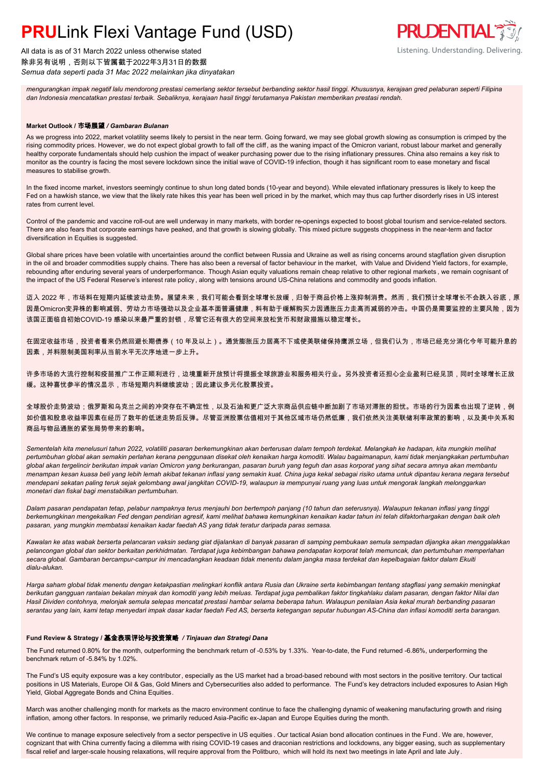*mengurangkan impak negatif lalu mendorong prestasi cemerlang sektor tersebut berbanding sektor hasil tinggi. Khususnya, kerajaan gred pelaburan seperti Filipina dan Indonesia mencatatkan prestasi terbaik. Sebaliknya, kerajaan hasil tinggi terutamanya Pakistan memberikan prestasi rendah.*

**Market Outlook / 市场展望** ***/ Gambaran Bulanan***

As we progress into 2022, market volatility seems likely to persist in the near term. Going forward, we may see global growth slowing as consumption is crimped by the rising commodity prices. However, we do not expect global growth to fall off the cliff, as the waning impact of the Omicron variant, robust labour market and generally healthy corporate fundamentals should help cushion the impact of weaker purchasing power due to the rising inflationary pressures. China also remains a key risk to monitor as the country is facing the most severe lockdown since the initial wave of COVID-19 infection, though it has significant room to ease monetary and fiscal measures to stabilise growth.

In the fixed income market, investors seemingly continue to shun long dated bonds (10-year and beyond). While elevated inflationary pressures is likely to keep the Fed on a hawkish stance, we view that the likely rate hikes this year has been well priced in by the market, which may thus cap further disorderly rises in US interest rates from current level.

Control of the pandemic and vaccine roll-out are well underway in many markets, with border re-openings expected to boost global tourism and service-related sectors. There are also fears that corporate earnings have peaked, and that growth is slowing globally. This mixed picture suggests choppiness in the near-term and factor diversification in Equities is suggested.

Global share prices have been volatile with uncertainties around the conflict between Russia and Ukraine as well as rising concerns around stagflation given disruption in the oil and broader commodities supply chains. There has also been a reversal of factor behaviour in the market, with Value and Dividend Yield factors, for example, rebounding after enduring several years of underperformance. Though Asian equity valuations remain cheap relative to other regional markets, we remain cognisant of the impact of the US Federal Reserve's interest rate policy, along with tensions around US-China relations and commodity and goods inflation.

迈入 2022 年，市场料在短期内延续波动走势。展望未来，我们可能会看到全球增长放缓，归咎于商品价格上涨抑制消费。然而，我们预计全球增长不会跌入谷底，原因是Omicron变异株的影响减弱、劳动力市场强劲以及企业基本面普遍健康，料有助于缓解购买力因通胀压力走高而减弱的冲击。中国仍是需要监控的主要风险，因为该国正面临自初始COVID-19 感染以来最严重的封锁，尽管它还有很大的空间来放松货币和财政措施以稳定增长。

在固定收益市场，投资者看来仍然回避长期债券（10 年及以上）。通货膨胀压力居高不下或使美联储保持鹰派立场，但我们认为，市场已经充分消化今年可能升息的因素，并料限制美国利率从当前水平无次序地进一步上升。

许多市场的大流行控制和疫苗推广工作正顺利进行，边境重新开放预计将提振全球旅游业和服务相关行业。另外投资者还担心企业盈利已经见顶，同时全球增长正放缓。这种喜忧参半的情况显示，市场短期内料继续波动；因此建议多元化股票投资。

全球股价走势波动；俄罗斯和乌克兰之间的冲突存在不确定性，以及石油和更广泛大宗商品供应链中断加剧了市场对滞胀的担忧。市场的行为因素也出现了逆转，例如价值和股息收益率因素在经历了数年的低迷走势后反弹。尽管亚洲股票估值相对于其他区域市场仍然低廉，我们依然关注美联储利率政策的影响，以及美中关系和商品与物品通胀的紧张局势带来的影响。

*Sementelah kita menelusuri tahun 2022, volatiliti pasaran berkemungkinan akan berterusan dalam tempoh terdekat. Melangkah ke hadapan, kita mungkin melihat pertumbuhan global akan semakin perlahan kerana penggunaan disekat oleh kenaikan harga komoditi. Walau bagaimanapun, kami tidak menjangkakan pertumbuhan global akan tergelincir berikutan impak varian Omicron yang berkurangan, pasaran buruh yang teguh dan asas korporat yang sihat secara amnya akan membantu menampan kesan kuasa beli yang lebih lemah akibat tekanan inflasi yang semakin kuat. China juga kekal sebagai risiko utama untuk dipantau kerana negara tersebut mendepani sekatan paling teruk sejak gelombang awal jangkitan COVID-19, walaupun ia mempunyai ruang yang luas untuk mengorak langkah melonggarkan monetari dan fiskal bagi menstabilkan pertumbuhan.*

*Dalam pasaran pendapatan tetap, pelabur nampaknya terus menjauhi bon bertempoh panjang (10 tahun dan seterusnya). Walaupun tekanan inflasi yang tinggi berkemungkinan mengekalkan Fed dengan pendirian agresif, kami melihat bahawa kemungkinan kenaikan kadar tahun ini telah difaktorhargakan dengan baik oleh pasaran, yang mungkin membatasi kenaikan kadar faedah AS yang tidak teratur daripada paras semasa.*

*Kawalan ke atas wabak berserta pelancaran vaksin sedang giat dijalankan di banyak pasaran di samping pembukaan semula sempadan dijangka akan menggalakkan pelancongan global dan sektor berkaitan perkhidmatan. Terdapat juga kebimbangan bahawa pendapatan korporat telah memuncak, dan pertumbuhan memperlahan secara global. Gambaran bercampur-campur ini mencadangkan keadaan tidak menentu dalam jangka masa terdekat dan kepelbagaian faktor dalam Ekuiti dialu-alukan.*

*Harga saham global tidak menentu dengan ketakpastian melingkari konflik antara Rusia dan Ukraine serta kebimbangan tentang stagflasi yang semakin meningkat berikutan gangguan rantaian bekalan minyak dan komoditi yang lebih meluas. Terdapat juga pembalikan faktor tingkahlaku dalam pasaran, dengan faktor Nilai dan Hasil Dividen contohnya, melonjak semula selepas mencatat prestasi hambar selama beberapa tahun. Walaupun penilaian Asia kekal murah berbanding pasaran serantau yang lain, kami tetap menyedari impak dasar kadar faedah Fed AS, berserta ketegangan seputar hubungan AS-China dan inflasi komoditi serta barangan.*

**Fund Review & Strategy / 基金表现评论与投资策略** ***/ Tinjauan dan Strategi Dana***

The Fund returned 0.80% for the month, outperforming the benchmark return of -0.53% by 1.33%. Year-to-date, the Fund returned -6.86%, underperforming the benchmark return of -5.84% by 1.02%.

The Fund's US equity exposure was a key contributor, especially as the US market had a broad-based rebound with most sectors in the positive territory. Our tactical positions in US Materials, Europe Oil & Gas, Gold Miners and Cybersecurities also added to performance. The Fund's key detractors included exposures to Asian High Yield, Global Aggregate Bonds and China Equities.

March was another challenging month for markets as the macro environment continue to face the challenging dynamic of weakening manufacturing growth and rising inflation, among other factors. In response, we primarily reduced Asia-Pacific ex-Japan and Europe Equities during the month.

We continue to manage exposure selectively from a sector perspective in US equities. Our tactical Asian bond allocation continues in the Fund. We are, however, cognizant that with China currently facing a dilemma with rising COVID-19 cases and draconian restrictions and lockdowns, any bigger easing, such as supplementary fiscal relief and larger-scale housing relaxations, will require approval from the Politburo, which will hold its next two meetings in late April and late July.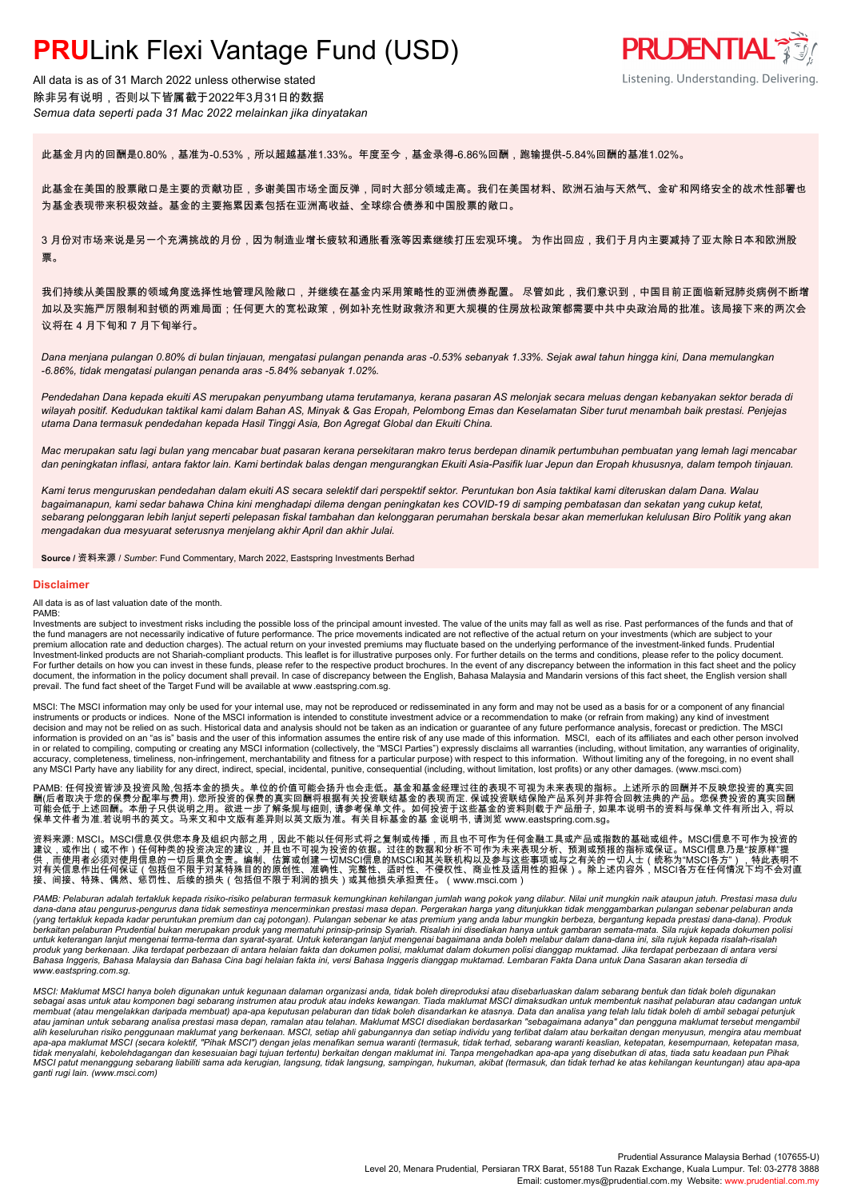# PRULink Flexi Vantage Fund (USD)

All data is as of 31 March 2022 unless otherwise stated
除非另有说明，否则以下皆属截于2022年3月31日的数据
*Semua data seperti pada 31 Mac 2022 melainkan jika dinyatakan*

此基金月内的回酬是0.80%，基准为-0.53%，所以超越基准1.33%。年度至今，基金录得-6.86%回酬，跑输提供-5.84%回酬的基准1.02%。

此基金在美国的股票敞口是主要的贡献功臣，多谢美国市场全面反弹，同时大部分领域走高。我们在美国材料、欧洲石油与天然气、金矿和网络安全的战术性部署也为基金表现带来积极效益。基金的主要拖累因素包括在亚洲高收益、全球综合债券和中国股票的敞口。

3 月份对市场来说是另一个充满挑战的月份，因为制造业增长疲软和通胀看涨等因素继续打压宏观环境。 为作出回应，我们于月内主要减持了亚太除日本和欧洲股票。

我们持续从美国股票的领域角度选择性地管理风险敞口，并继续在基金内采用策略性的亚洲债券配置。 尽管如此，我们意识到，中国目前正面临新冠肺炎病例不断增加以及实施严厉限制和封锁的两难局面；任何更大的宽松政策，例如补充性财政救济和更大规模的住房放松政策都需要中共中央政治局的批准。该局接下来的两次会议将在 4 月下旬和 7 月下旬举行。

*Dana menjana pulangan 0.80% di bulan tinjauan, mengatasi pulangan penanda aras -0.53% sebanyak 1.33%. Sejak awal tahun hingga kini, Dana memulangkan -6.86%, tidak mengatasi pulangan penanda aras -5.84% sebanyak 1.02%.*

*Pendedahan Dana kepada ekuiti AS merupakan penyumbang utama terutamanya, kerana pasaran AS melonjak secara meluas dengan kebanyakan sektor berada di wilayah positif. Kedudukan taktikal kami dalam Bahan AS, Minyak & Gas Eropah, Pelombong Emas dan Keselamatan Siber turut menambah baik prestasi. Penjejas utama Dana termasuk pendedahan kepada Hasil Tinggi Asia, Bon Agregat Global dan Ekuiti China.*

*Mac merupakan satu lagi bulan yang mencabar buat pasaran kerana persekitaran makro terus berdepan dinamik pertumbuhan pembuatan yang lemah lagi mencabar dan peningkatan inflasi, antara faktor lain. Kami bertindak balas dengan mengurangkan Ekuiti Asia-Pasifik luar Jepun dan Eropah khususnya, dalam tempoh tinjauan.*

*Kami terus menguruskan pendedahan dalam ekuiti AS secara selektif dari perspektif sektor. Peruntukan bon Asia taktikal kami diteruskan dalam Dana. Walau bagaimanapun, kami sedar bahawa China kini menghadapi dilema dengan peningkatan kes COVID-19 di samping pembatasan dan sekatan yang cukup ketat, sebarang pelonggaran lebih lanjut seperti pelepasan fiskal tambahan dan kelonggaran perumahan berskala besar akan memerlukan kelulusan Biro Politik yang akan mengadakan dua mesyuarat seterusnya menjelang akhir April dan akhir Julai.*

**Source** / 资料来源 / *Sumber*: Fund Commentary, March 2022, Eastspring Investments Berhad

## Disclaimer

All data is as of last valuation date of the month.
PAMB:
Investments are subject to investment risks including the possible loss of the principal amount invested. The value of the units may fall as well as rise. Past performances of the funds and that of the fund managers are not necessarily indicative of future performance. The price movements indicated are not reflective of the actual return on your investments (which are subject to your premium allocation rate and deduction charges). The actual return on your invested premiums may fluctuate based on the underlying performance of the investment-linked funds. Prudential Investment-linked products are not Shariah-compliant products. This leaflet is for illustrative purposes only. For further details on the terms and conditions, please refer to the policy document. For further details on how you can invest in these funds, please refer to the respective product brochures. In the event of any discrepancy between the information in this fact sheet and the policy document, the information in the policy document shall prevail. In case of discrepancy between the English, Bahasa Malaysia and Mandarin versions of this fact sheet, the English version shall prevail. The fund fact sheet of the Target Fund will be available at www.eastspring.com.sg.

MSCI: The MSCI information may only be used for your internal use, may not be reproduced or redisseminated in any form and may not be used as a basis for or a component of any financial instruments or products or indices. None of the MSCI information is intended to constitute investment advice or a recommendation to make (or refrain from making) any kind of investment decision and may not be relied on as such. Historical data and analysis should not be taken as an indication or guarantee of any future performance analysis, forecast or prediction. The MSCI information is provided on an "as is" basis and the user of this information assumes the entire risk of any use made of this information. MSCI, each of its affiliates and each other person involved in or related to compiling, computing or creating any MSCI information (collectively, the "MSCI Parties") expressly disclaims all warranties (including, without limitation, any warranties of originality, accuracy, completeness, timeliness, non-infringement, merchantability and fitness for a particular purpose) with respect to this information. Without limiting any of the foregoing, in no event shall any MSCI Party have any liability for any direct, indirect, special, incidental, punitive, consequential (including, without limitation, lost profits) or any other damages. (www.msci.com)

PAMB: 任何投资皆涉及投资风险,包括本金的损失。单位的价值可能会扬升也会走低。基金和基金经理过往的表现不可视为未来表现的指标。上述所示的回酬并不反映您投资的真实回酬(后者取决于您的保费分配率与费用). 您所投资的保费的真实回酬将根据有关投资联结基金的表现而定. 保诚投资联结保险产品系列并非符合回教法典的产品。您保费投资的真实回酬可能会低于上述回酬。本册子只供说明之用。欲进一步了解条规与细则, 请参考保单文件。如何投资于这些基金的资料则载于产品册子，如果本说明书的资料与保单文件有所出入，将以保单文件者为准.若说明书的英文。马来文和中文版有差异则以英文版为准。有关目标基金的基 金说明书, 请浏览 www.eastspring.com.sg。

资料来源: MSCI。MSCI信息仅供您本身及组织内部之用，因此不可以任何形式将之复制或传播，而且也不可作为任何金融工具或产品或指数的基础或组件。MSCI信息不可作为投资的建议，或作出（或不作）任何种类的投资决定的建议，并且也不可视为投资的依据。过往的数据和分析不可作为未来表现分析、预测或预报的指标或保证。MSCI信息乃是"按原样"提供，而使用者必须对使用信息的一切后果负全责。编制、估算或创建一切MSCI信息的MSCI和其关联机构以及参与这些事项或与之有关的一切人士（统称为"MSCI各方"），特此表明不对有关信息作出任何保证（包括但不限于对某特殊目的的原创性、准确性、完整性、适时性、不侵权性、商业性及适用性的担保）。除上述内容外，MSCI各方在任何情况下均不会对直接、间接、特殊、偶然、惩罚性、后续的损失（包括但不限于利润的损失）或其他损失承担责任。（www.msci.com）

*PAMB: Pelaburan adalah tertakluk kepada risiko-risiko pelaburan termasuk kemungkinan kehilangan jumlah wang pokok yang dilabur. Nilai unit mungkin naik ataupun jatuh. Prestasi masa dulu dana-dana atau pengurus-pengurus dana tidak semestinya mencerminkan prestasi masa depan. Pergerakan harga yang ditunjukkan tidak menggambarkan pulangan sebenar pelaburan anda (yang tertakluk kepada kadar peruntukan premium dan caj potongan). Pulangan sebenar ke atas premium yang anda labur mungkin berbeza, bergantung kepada prestasi dana-dana). Produk berkaitan pelaburan Prudential bukan merupakan produk yang mematuhi prinsip-prinsip Syariah. Risalah ini disediakan hanya untuk gambaran semata-mata. Sila rujuk kepada dokumen polisi untuk keterangan lanjut mengenai terma-terma dan syarat-syarat. Untuk keterangan lanjut mengenai bagaimana anda boleh melabur dalam dana-dana ini, sila rujuk kepada risalah-risalah produk yang berkenaan. Jika terdapat perbezaan di antara helaian fakta dan dokumen polisi, maklumat dalam dokumen polisi dianggap muktamad. Jika terdapat perbezaan di antara versi Bahasa Inggeris, Bahasa Malaysia dan Bahasa Cina bagi helaian fakta ini, versi Bahasa Inggeris dianggap muktamad. Lembaran Fakta Dana untuk Dana Sasaran akan tersedia di www.eastspring.com.sg.*

*MSCI: Maklumat MSCI hanya boleh digunakan untuk kegunaan dalaman organizasi anda, tidak boleh direproduksi atau disebarluaskan dalam sebarang bentuk dan tidak boleh digunakan sebagai asas untuk atau komponen bagi sebarang instrumen atau produk atau indeks kewangan. Tiada maklumat MSCI dimaksudkan untuk membentuk nasihat pelaburan atau cadangan untuk membuat (atau mengelakkan daripada membuat) apa-apa keputusan pelaburan dan tidak boleh disandarkan ke atasnya. Data dan analisa yang telah lalu tidak boleh di ambil sebagai petunjuk atau jaminan untuk sebarang analisa prestasi masa depan, ramalan atau telahan. Maklumat MSCI disediakan berdasarkan "sebagaimana adanya" dan pengguna maklumat tersebut mengambil alih keseluruhan risiko penggunaan maklumat yang berkenaan. MSCI, setiap ahli gabungannya dan setiap individu yang terlibat dalam atau berkaitan dengan menyusun, mengira atau membuat apa-apa maklumat MSCI (secara kolektif, "Pihak MSCI") dengan jelas menafikan semua waranti (termasuk, tidak terhad, sebarang waranti keaslian, ketepatan, kesempurnaan, ketepatan masa, tidak menyalahi, kebolehdagangan dan kesesuaian bagi tujuan tertentu) berkaitan dengan maklumat ini. Tanpa mengehadkan apa-apa yang disebutkan di atas, tiada satu keadaan pun Pihak MSCI patut menanggung sebarang liabiliti sama ada kerugian, langsung, tidak langsung, sampingan, hukuman, akibat (termasuk, dan tidak terhad ke atas kehilangan keuntungan) atau apa-apa ganti rugi lain. (www.msci.com)*

Prudential Assurance Malaysia Berhad (107655-U)
Level 20, Menara Prudential, Persiaran TRX Barat, 55188 Tun Razak Exchange, Kuala Lumpur. Tel: 03-2778 3888
Email: customer.mys@prudential.com.my Website: www.prudential.com.my